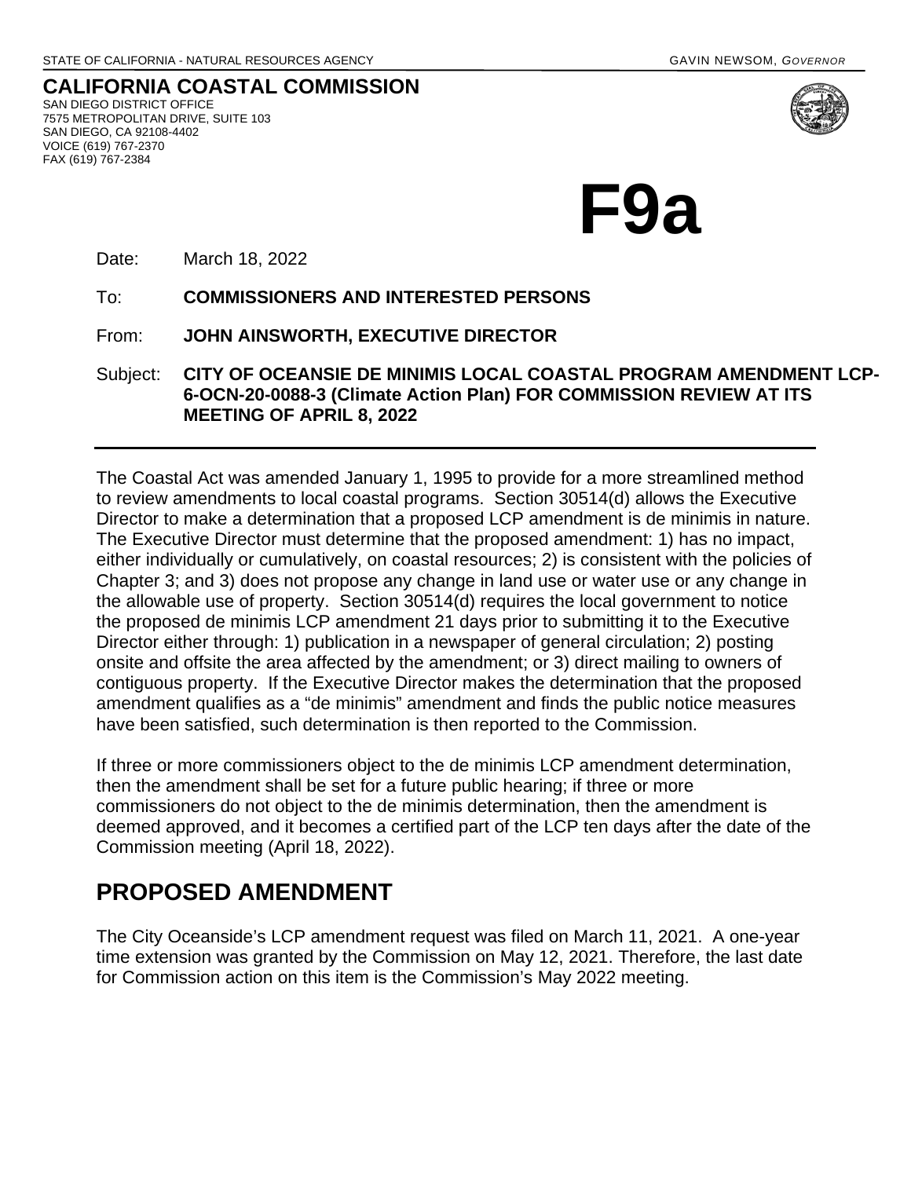STATE OF CALIFORNIA - NATURAL RESOURCES AGENCY GAVIN NEWSOM, *GOVERNOR*

**CALIFORNIA COASTAL COMMISSION**
SAN DIEGO DISTRICT OFFICE
7575 METROPOLITAN DRIVE, SUITE 103
SAN DIEGO, CA 92108-4402
VOICE (619) 767-2370
FAX (619) 767-2384

# F9a

Date: March 18, 2022

To: **COMMISSIONERS AND INTERESTED PERSONS**

From: **JOHN AINSWORTH, EXECUTIVE DIRECTOR**

Subject: **CITY OF OCEANSIE DE MINIMIS LOCAL COASTAL PROGRAM AMENDMENT LCP-6-OCN-20-0088-3 (Climate Action Plan) FOR COMMISSION REVIEW AT ITS MEETING OF APRIL 8, 2022**

---

The Coastal Act was amended January 1, 1995 to provide for a more streamlined method to review amendments to local coastal programs. Section 30514(d) allows the Executive Director to make a determination that a proposed LCP amendment is de minimis in nature. The Executive Director must determine that the proposed amendment: 1) has no impact, either individually or cumulatively, on coastal resources; 2) is consistent with the policies of Chapter 3; and 3) does not propose any change in land use or water use or any change in the allowable use of property. Section 30514(d) requires the local government to notice the proposed de minimis LCP amendment 21 days prior to submitting it to the Executive Director either through: 1) publication in a newspaper of general circulation; 2) posting onsite and offsite the area affected by the amendment; or 3) direct mailing to owners of contiguous property. If the Executive Director makes the determination that the proposed amendment qualifies as a "de minimis" amendment and finds the public notice measures have been satisfied, such determination is then reported to the Commission.

If three or more commissioners object to the de minimis LCP amendment determination, then the amendment shall be set for a future public hearing; if three or more commissioners do not object to the de minimis determination, then the amendment is deemed approved, and it becomes a certified part of the LCP ten days after the date of the Commission meeting (April 18, 2022).

## PROPOSED AMENDMENT

The City Oceanside's LCP amendment request was filed on March 11, 2021. A one-year time extension was granted by the Commission on May 12, 2021. Therefore, the last date for Commission action on this item is the Commission's May 2022 meeting.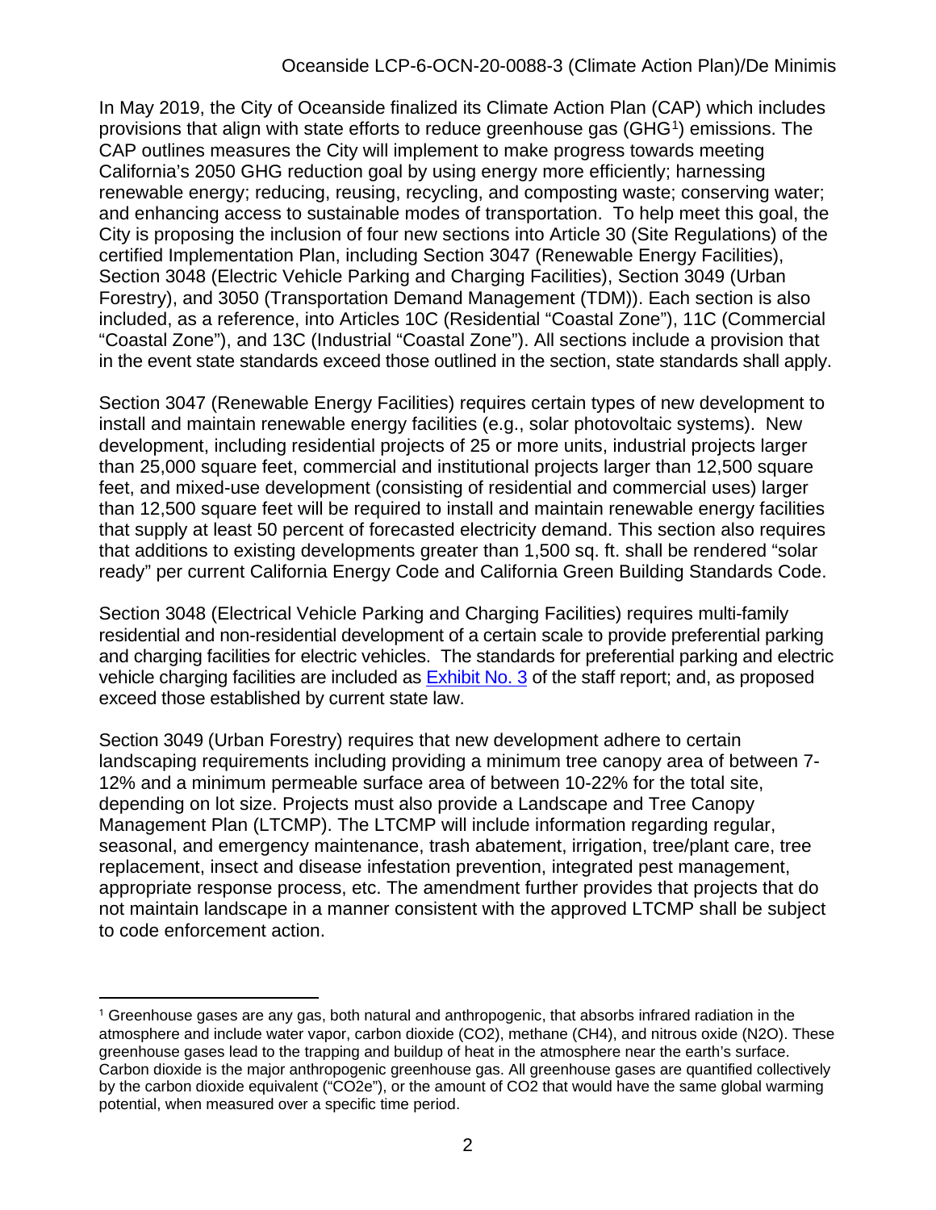In May 2019, the City of Oceanside finalized its Climate Action Plan (CAP) which includes provisions that align with state efforts to reduce greenhouse gas (GHG[1]) emissions. The CAP outlines measures the City will implement to make progress towards meeting California's 2050 GHG reduction goal by using energy more efficiently; harnessing renewable energy; reducing, reusing, recycling, and composting waste; conserving water; and enhancing access to sustainable modes of transportation. To help meet this goal, the City is proposing the inclusion of four new sections into Article 30 (Site Regulations) of the certified Implementation Plan, including Section 3047 (Renewable Energy Facilities), Section 3048 (Electric Vehicle Parking and Charging Facilities), Section 3049 (Urban Forestry), and 3050 (Transportation Demand Management (TDM)). Each section is also included, as a reference, into Articles 10C (Residential "Coastal Zone"), 11C (Commercial "Coastal Zone"), and 13C (Industrial "Coastal Zone"). All sections include a provision that in the event state standards exceed those outlined in the section, state standards shall apply.

Section 3047 (Renewable Energy Facilities) requires certain types of new development to install and maintain renewable energy facilities (e.g., solar photovoltaic systems). New development, including residential projects of 25 or more units, industrial projects larger than 25,000 square feet, commercial and institutional projects larger than 12,500 square feet, and mixed-use development (consisting of residential and commercial uses) larger than 12,500 square feet will be required to install and maintain renewable energy facilities that supply at least 50 percent of forecasted electricity demand. This section also requires that additions to existing developments greater than 1,500 sq. ft. shall be rendered "solar ready" per current California Energy Code and California Green Building Standards Code.

Section 3048 (Electrical Vehicle Parking and Charging Facilities) requires multi-family residential and non-residential development of a certain scale to provide preferential parking and charging facilities for electric vehicles. The standards for preferential parking and electric vehicle charging facilities are included as Exhibit No. 3 of the staff report; and, as proposed exceed those established by current state law.

Section 3049 (Urban Forestry) requires that new development adhere to certain landscaping requirements including providing a minimum tree canopy area of between 7-12% and a minimum permeable surface area of between 10-22% for the total site, depending on lot size. Projects must also provide a Landscape and Tree Canopy Management Plan (LTCMP). The LTCMP will include information regarding regular, seasonal, and emergency maintenance, trash abatement, irrigation, tree/plant care, tree replacement, insect and disease infestation prevention, integrated pest management, appropriate response process, etc. The amendment further provides that projects that do not maintain landscape in a manner consistent with the approved LTCMP shall be subject to code enforcement action.

---

[1] Greenhouse gases are any gas, both natural and anthropogenic, that absorbs infrared radiation in the atmosphere and include water vapor, carbon dioxide ($CO_2$), methane ($CH_4$), and nitrous oxide ($N_2O$). These greenhouse gases lead to the trapping and buildup of heat in the atmosphere near the earth's surface. Carbon dioxide is the major anthropogenic greenhouse gas. All greenhouse gases are quantified collectively by the carbon dioxide equivalent ("$CO_2e$"), or the amount of $CO_2$ that would have the same global warming potential, when measured over a specific time period.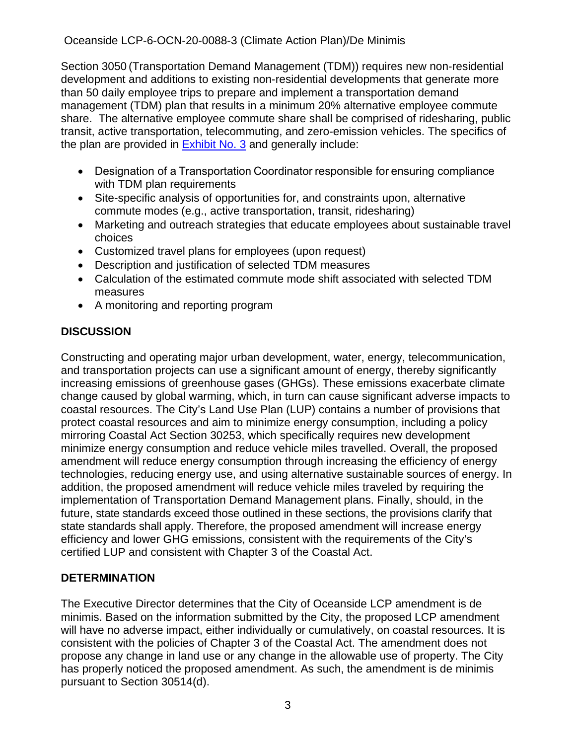Section 3050 (Transportation Demand Management (TDM)) requires new non-residential development and additions to existing non-residential developments that generate more than 50 daily employee trips to prepare and implement a transportation demand management (TDM) plan that results in a minimum 20% alternative employee commute share. The alternative employee commute share shall be comprised of ridesharing, public transit, active transportation, telecommuting, and zero-emission vehicles. The specifics of the plan are provided in [Exhibit No. 3] and generally include:

- Designation of a Transportation Coordinator responsible for ensuring compliance with TDM plan requirements
- Site-specific analysis of opportunities for, and constraints upon, alternative commute modes (e.g., active transportation, transit, ridesharing)
- Marketing and outreach strategies that educate employees about sustainable travel choices
- Customized travel plans for employees (upon request)
- Description and justification of selected TDM measures
- Calculation of the estimated commute mode shift associated with selected TDM measures
- A monitoring and reporting program

**DISCUSSION**

Constructing and operating major urban development, water, energy, telecommunication, and transportation projects can use a significant amount of energy, thereby significantly increasing emissions of greenhouse gases (GHGs). These emissions exacerbate climate change caused by global warming, which, in turn can cause significant adverse impacts to coastal resources. The City's Land Use Plan (LUP) contains a number of provisions that protect coastal resources and aim to minimize energy consumption, including a policy mirroring Coastal Act Section 30253, which specifically requires new development minimize energy consumption and reduce vehicle miles travelled. Overall, the proposed amendment will reduce energy consumption through increasing the efficiency of energy technologies, reducing energy use, and using alternative sustainable sources of energy. In addition, the proposed amendment will reduce vehicle miles traveled by requiring the implementation of Transportation Demand Management plans. Finally, should, in the future, state standards exceed those outlined in these sections, the provisions clarify that state standards shall apply. Therefore, the proposed amendment will increase energy efficiency and lower GHG emissions, consistent with the requirements of the City's certified LUP and consistent with Chapter 3 of the Coastal Act.

**DETERMINATION**

The Executive Director determines that the City of Oceanside LCP amendment is de minimis. Based on the information submitted by the City, the proposed LCP amendment will have no adverse impact, either individually or cumulatively, on coastal resources. It is consistent with the policies of Chapter 3 of the Coastal Act. The amendment does not propose any change in land use or any change in the allowable use of property. The City has properly noticed the proposed amendment. As such, the amendment is de minimis pursuant to Section 30514(d).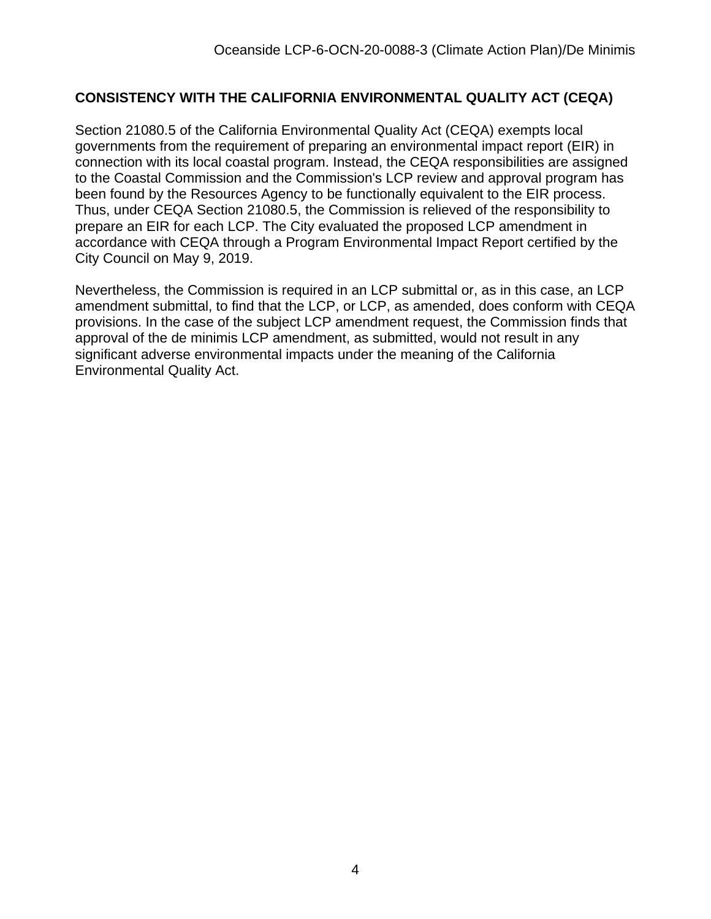## CONSISTENCY WITH THE CALIFORNIA ENVIRONMENTAL QUALITY ACT (CEQA)

Section 21080.5 of the California Environmental Quality Act (CEQA) exempts local governments from the requirement of preparing an environmental impact report (EIR) in connection with its local coastal program. Instead, the CEQA responsibilities are assigned to the Coastal Commission and the Commission's LCP review and approval program has been found by the Resources Agency to be functionally equivalent to the EIR process. Thus, under CEQA Section 21080.5, the Commission is relieved of the responsibility to prepare an EIR for each LCP. The City evaluated the proposed LCP amendment in accordance with CEQA through a Program Environmental Impact Report certified by the City Council on May 9, 2019.

Nevertheless, the Commission is required in an LCP submittal or, as in this case, an LCP amendment submittal, to find that the LCP, or LCP, as amended, does conform with CEQA provisions. In the case of the subject LCP amendment request, the Commission finds that approval of the de minimis LCP amendment, as submitted, would not result in any significant adverse environmental impacts under the meaning of the California Environmental Quality Act.